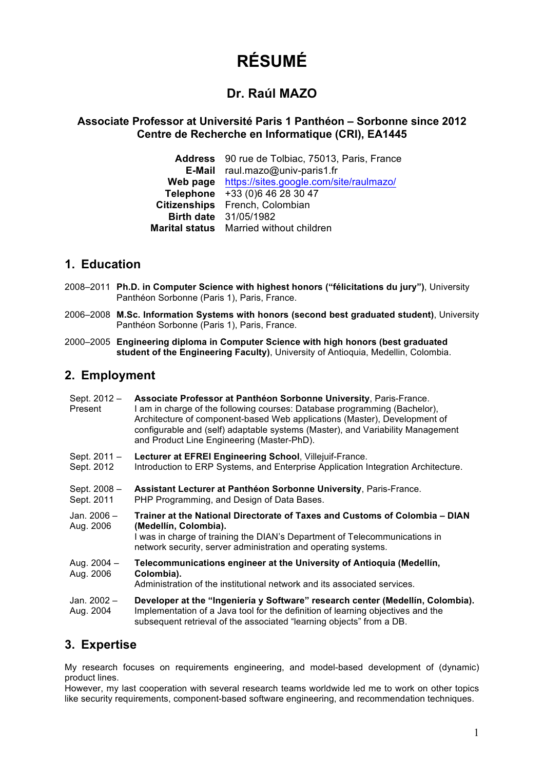# RÉSUMÉ

## Dr. Raúl MAZO

**Associate Professor at Université Paris 1 Panthéon – Sorbonne since 2012**
**Centre de Recherche en Informatique (CRI), EA1445**

| | |
|---|---|
| **Address** | 90 rue de Tolbiac, 75013, Paris, France |
| **E-Mail** | raul.mazo@univ-paris1.fr |
| **Web page** | [https://sites.google.com/site/raulmazo/](https://sites.google.com/site/raulmazo/) |
| **Telephone** | +33 (0)6 46 28 30 47 |
| **Citizenships** | French, Colombian |
| **Birth date** | 31/05/1982 |
| **Marital status** | Married without children |

## 1. Education

2008–2011 **Ph.D. in Computer Science with highest honors ("félicitations du jury")**, University Panthéon Sorbonne (Paris 1), Paris, France.

2006–2008 **M.Sc. Information Systems with honors (second best graduated student)**, University Panthéon Sorbonne (Paris 1), Paris, France.

2000–2005 **Engineering diploma in Computer Science with high honors (best graduated student of the Engineering Faculty)**, University of Antioquia, Medellin, Colombia.

## 2. Employment

**Sept. 2012 – Present** — **Associate Professor at Panthéon Sorbonne University**, Paris-France.
I am in charge of the following courses: Database programming (Bachelor), Architecture of component-based Web applications (Master), Development of configurable and (self) adaptable systems (Master), and Variability Management and Product Line Engineering (Master-PhD).

**Sept. 2011 – Sept. 2012** — **Lecturer at EFREI Engineering School**, Villejuif-France.
Introduction to ERP Systems, and Enterprise Application Integration Architecture.

**Sept. 2008 – Sept. 2011** — **Assistant Lecturer at Panthéon Sorbonne University**, Paris-France.
PHP Programming, and Design of Data Bases.

**Jan. 2006 – Aug. 2006** — **Trainer at the National Directorate of Taxes and Customs of Colombia – DIAN (Medellín, Colombia).**
I was in charge of training the DIAN's Department of Telecommunications in network security, server administration and operating systems.

**Aug. 2004 – Aug. 2006** — **Telecommunications engineer at the University of Antioquia (Medellín, Colombia).**
Administration of the institutional network and its associated services.

**Jan. 2002 – Aug. 2004** — **Developer at the "Ingeniería y Software" research center (Medellín, Colombia).**
Implementation of a Java tool for the definition of learning objectives and the subsequent retrieval of the associated "learning objects" from a DB.

## 3. Expertise

My research focuses on requirements engineering, and model-based development of (dynamic) product lines.
However, my last cooperation with several research teams worldwide led me to work on other topics like security requirements, component-based software engineering, and recommendation techniques.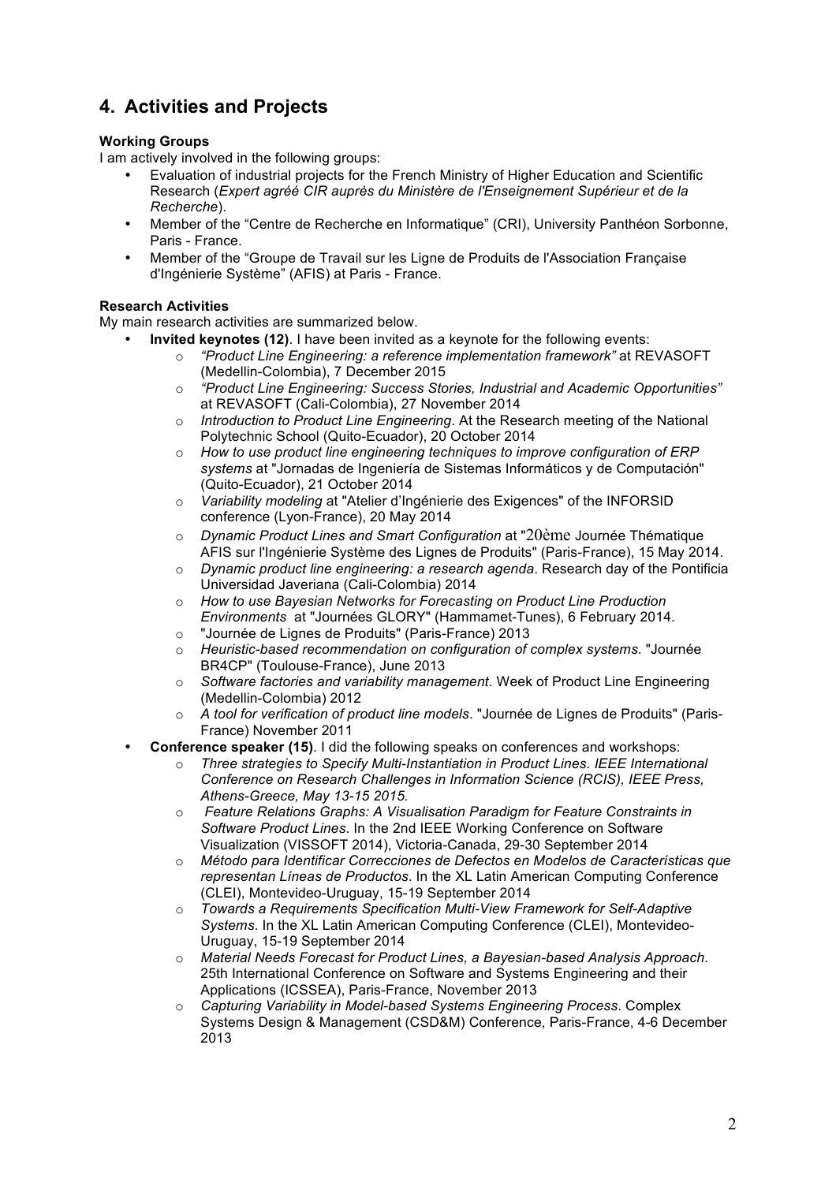## 4. Activities and Projects

**Working Groups**

I am actively involved in the following groups:

- Evaluation of industrial projects for the French Ministry of Higher Education and Scientific Research (*Expert agréé CIR auprès du Ministère de l'Enseignement Supérieur et de la Recherche*).
- Member of the "Centre de Recherche en Informatique" (CRI), University Panthéon Sorbonne, Paris - France.
- Member of the "Groupe de Travail sur les Ligne de Produits de l'Association Française d'Ingénierie Système" (AFIS) at Paris - France.

**Research Activities**

My main research activities are summarized below.

- **Invited keynotes (12)**. I have been invited as a keynote for the following events:
  - *"Product Line Engineering: a reference implementation framework"* at REVASOFT (Medellin-Colombia), 7 December 2015
  - *"Product Line Engineering: Success Stories, Industrial and Academic Opportunities"* at REVASOFT (Cali-Colombia), 27 November 2014
  - *Introduction to Product Line Engineering*. At the Research meeting of the National Polytechnic School (Quito-Ecuador), 20 October 2014
  - *How to use product line engineering techniques to improve configuration of ERP systems* at "Jornadas de Ingeniería de Sistemas Informáticos y de Computación" (Quito-Ecuador), 21 October 2014
  - *Variability modeling* at "Atelier d'Ingénierie des Exigences" of the INFORSID conference (Lyon-France), 20 May 2014
  - *Dynamic Product Lines and Smart Configuration* at "20ème Journée Thématique AFIS sur l'Ingénierie Système des Lignes de Produits" (Paris-France), 15 May 2014.
  - *Dynamic product line engineering: a research agenda*. Research day of the Pontificia Universidad Javeriana (Cali-Colombia) 2014
  - *How to use Bayesian Networks for Forecasting on Product Line Production Environments* at "Journées GLORY" (Hammamet-Tunes), 6 February 2014.
  - "Journée de Lignes de Produits" (Paris-France) 2013
  - *Heuristic-based recommendation on configuration of complex systems.* "Journée BR4CP" (Toulouse-France), June 2013
  - *Software factories and variability management*. Week of Product Line Engineering (Medellin-Colombia) 2012
  - *A tool for verification of product line models*. "Journée de Lignes de Produits" (Paris-France) November 2011
- **Conference speaker (15)**. I did the following speaks on conferences and workshops:
  - *Three strategies to Specify Multi-Instantiation in Product Lines. IEEE International Conference on Research Challenges in Information Science (RCIS), IEEE Press, Athens-Greece, May 13-15 2015.*
  - *Feature Relations Graphs: A Visualisation Paradigm for Feature Constraints in Software Product Lines*. In the 2nd IEEE Working Conference on Software Visualization (VISSOFT 2014), Victoria-Canada, 29-30 September 2014
  - *Método para Identificar Correcciones de Defectos en Modelos de Características que representan Líneas de Productos*. In the XL Latin American Computing Conference (CLEI), Montevideo-Uruguay, 15-19 September 2014
  - *Towards a Requirements Specification Multi-View Framework for Self-Adaptive Systems*. In the XL Latin American Computing Conference (CLEI), Montevideo-Uruguay, 15-19 September 2014
  - *Material Needs Forecast for Product Lines, a Bayesian-based Analysis Approach*. 25th International Conference on Software and Systems Engineering and their Applications (ICSSEA), Paris-France, November 2013
  - *Capturing Variability in Model-based Systems Engineering Process*. Complex Systems Design & Management (CSD&M) Conference, Paris-France, 4-6 December 2013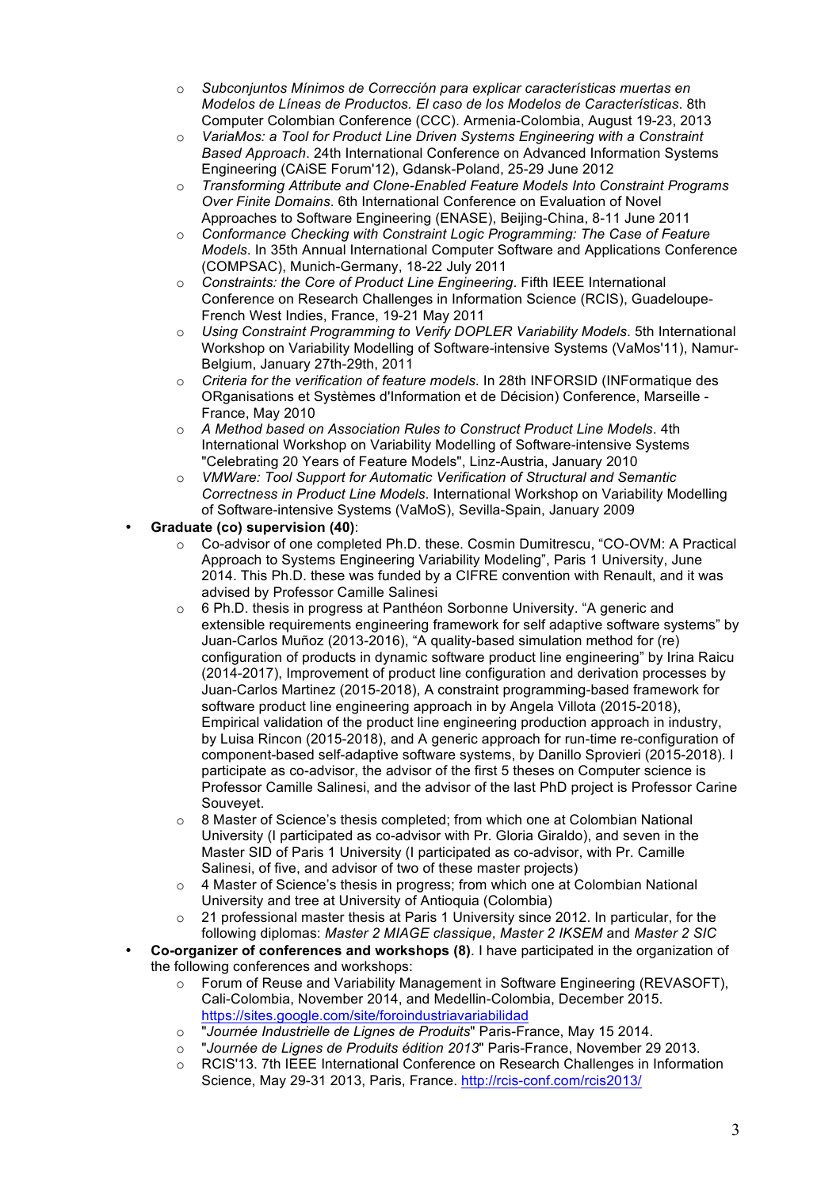- *Subconjuntos Mínimos de Corrección para explicar características muertas en Modelos de Líneas de Productos. El caso de los Modelos de Características*. 8th Computer Colombian Conference (CCC). Armenia-Colombia, August 19-23, 2013
    - *VariaMos: a Tool for Product Line Driven Systems Engineering with a Constraint Based Approach*. 24th International Conference on Advanced Information Systems Engineering (CAiSE Forum'12), Gdansk-Poland, 25-29 June 2012
    - *Transforming Attribute and Clone-Enabled Feature Models Into Constraint Programs Over Finite Domains*. 6th International Conference on Evaluation of Novel Approaches to Software Engineering (ENASE), Beijing-China, 8-11 June 2011
    - *Conformance Checking with Constraint Logic Programming: The Case of Feature Models*. In 35th Annual International Computer Software and Applications Conference (COMPSAC), Munich-Germany, 18-22 July 2011
    - *Constraints: the Core of Product Line Engineering*. Fifth IEEE International Conference on Research Challenges in Information Science (RCIS), Guadeloupe-French West Indies, France, 19-21 May 2011
    - *Using Constraint Programming to Verify DOPLER Variability Models*. 5th International Workshop on Variability Modelling of Software-intensive Systems (VaMos'11), Namur-Belgium, January 27th-29th, 2011
    - *Criteria for the verification of feature models*. In 28th INFORSID (INFormatique des ORganisations et Systèmes d'Information et de Décision) Conference, Marseille - France, May 2010
    - *A Method based on Association Rules to Construct Product Line Models*. 4th International Workshop on Variability Modelling of Software-intensive Systems "Celebrating 20 Years of Feature Models", Linz-Austria, January 2010
    - *VMWare: Tool Support for Automatic Verification of Structural and Semantic Correctness in Product Line Models*. International Workshop on Variability Modelling of Software-intensive Systems (VaMoS), Sevilla-Spain, January 2009

- **Graduate (co) supervision (40)**:
    - Co-advisor of one completed Ph.D. these. Cosmin Dumitrescu, "CO-OVM: A Practical Approach to Systems Engineering Variability Modeling", Paris 1 University, June 2014. This Ph.D. these was funded by a CIFRE convention with Renault, and it was advised by Professor Camille Salinesi
    - 6 Ph.D. thesis in progress at Panthéon Sorbonne University. "A generic and extensible requirements engineering framework for self adaptive software systems" by Juan-Carlos Muñoz (2013-2016), "A quality-based simulation method for (re) configuration of products in dynamic software product line engineering" by Irina Raicu (2014-2017), Improvement of product line configuration and derivation processes by Juan-Carlos Martinez (2015-2018), A constraint programming-based framework for software product line engineering approach in by Angela Villota (2015-2018), Empirical validation of the product line engineering production approach in industry, by Luisa Rincon (2015-2018), and A generic approach for run-time re-configuration of component-based self-adaptive software systems, by Danillo Sprovieri (2015-2018). I participate as co-advisor, the advisor of the first 5 theses on Computer science is Professor Camille Salinesi, and the advisor of the last PhD project is Professor Carine Souveyet.
    - 8 Master of Science's thesis completed; from which one at Colombian National University (I participated as co-advisor with Pr. Gloria Giraldo), and seven in the Master SID of Paris 1 University (I participated as co-advisor, with Pr. Camille Salinesi, of five, and advisor of two of these master projects)
    - 4 Master of Science's thesis in progress; from which one at Colombian National University and tree at University of Antioquia (Colombia)
    - 21 professional master thesis at Paris 1 University since 2012. In particular, for the following diplomas: *Master 2 MIAGE classique*, *Master 2 IKSEM* and *Master 2 SIC*
- **Co-organizer of conferences and workshops (8)**. I have participated in the organization of the following conferences and workshops:
    - Forum of Reuse and Variability Management in Software Engineering (REVASOFT), Cali-Colombia, November 2014, and Medellin-Colombia, December 2015. https://sites.google.com/site/foroindustriavariabilidad
    - "*Journée Industrielle de Lignes de Produits*" Paris-France, May 15 2014.
    - "*Journée de Lignes de Produits édition 2013*" Paris-France, November 29 2013.
    - RCIS'13. 7th IEEE International Conference on Research Challenges in Information Science, May 29-31 2013, Paris, France. http://rcis-conf.com/rcis2013/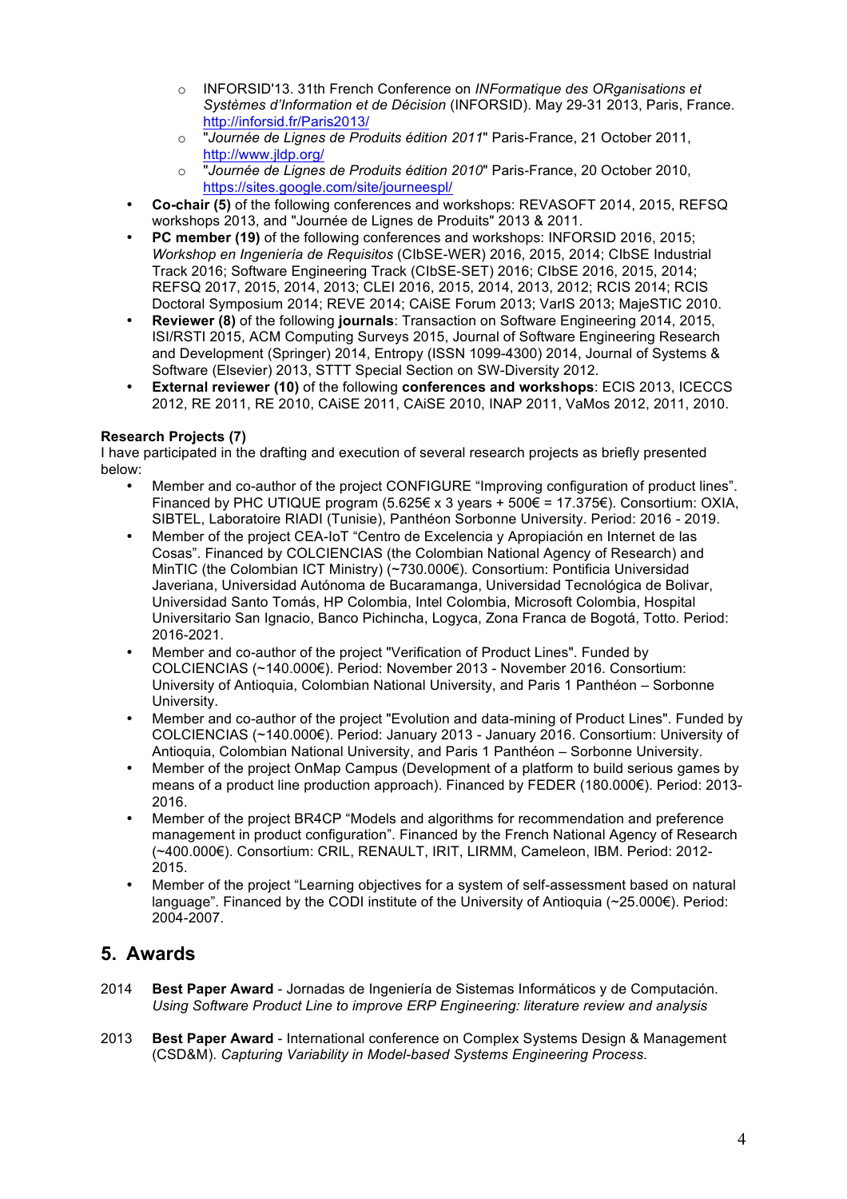- INFORSID'13. 31th French Conference on *INFormatique des ORganisations et Systèmes d'Information et de Décision* (INFORSID). May 29-31 2013, Paris, France. http://inforsid.fr/Paris2013/
    - "*Journée de Lignes de Produits édition 2011*" Paris-France, 21 October 2011, http://www.jldp.org/
    - "*Journée de Lignes de Produits édition 2010*" Paris-France, 20 October 2010, https://sites.google.com/site/journeespl/
- **Co-chair (5)** of the following conferences and workshops: REVASOFT 2014, 2015, REFSQ workshops 2013, and "Journée de Lignes de Produits" 2013 & 2011.
- **PC member (19)** of the following conferences and workshops: INFORSID 2016, 2015; *Workshop en Ingeniería de Requisitos* (CIbSE-WER) 2016, 2015, 2014; CIbSE Industrial Track 2016; Software Engineering Track (CIbSE-SET) 2016; CIbSE 2016, 2015, 2014; REFSQ 2017, 2015, 2014, 2013; CLEI 2016, 2015, 2014, 2013, 2012; RCIS 2014; RCIS Doctoral Symposium 2014; REVE 2014; CAiSE Forum 2013; VarIS 2013; MajeSTIC 2010.
- **Reviewer (8)** of the following **journals**: Transaction on Software Engineering 2014, 2015, ISI/RSTI 2015, ACM Computing Surveys 2015, Journal of Software Engineering Research and Development (Springer) 2014, Entropy (ISSN 1099-4300) 2014, Journal of Systems & Software (Elsevier) 2013, STTT Special Section on SW-Diversity 2012.
- **External reviewer (10)** of the following **conferences and workshops**: ECIS 2013, ICECCS 2012, RE 2011, RE 2010, CAiSE 2011, CAiSE 2010, INAP 2011, VaMos 2012, 2011, 2010.

**Research Projects (7)**

I have participated in the drafting and execution of several research projects as briefly presented below:

- Member and co-author of the project CONFIGURE "Improving configuration of product lines". Financed by PHC UTIQUE program (5.625€ x 3 years + 500€ = 17.375€). Consortium: OXIA, SIBTEL, Laboratoire RIADI (Tunisie), Panthéon Sorbonne University. Period: 2016 - 2019.
- Member of the project CEA-IoT "Centro de Excelencia y Apropiación en Internet de las Cosas". Financed by COLCIENCIAS (the Colombian National Agency of Research) and MinTIC (the Colombian ICT Ministry) (~730.000€). Consortium: Pontificia Universidad Javeriana, Universidad Autónoma de Bucaramanga, Universidad Tecnológica de Bolivar, Universidad Santo Tomás, HP Colombia, Intel Colombia, Microsoft Colombia, Hospital Universitario San Ignacio, Banco Pichincha, Logyca, Zona Franca de Bogotá, Totto. Period: 2016-2021.
- Member and co-author of the project "Verification of Product Lines". Funded by COLCIENCIAS (~140.000€). Period: November 2013 - November 2016. Consortium: University of Antioquia, Colombian National University, and Paris 1 Panthéon – Sorbonne University.
- Member and co-author of the project "Evolution and data-mining of Product Lines". Funded by COLCIENCIAS (~140.000€). Period: January 2013 - January 2016. Consortium: University of Antioquia, Colombian National University, and Paris 1 Panthéon – Sorbonne University.
- Member of the project OnMap Campus (Development of a platform to build serious games by means of a product line production approach). Financed by FEDER (180.000€). Period: 2013-2016.
- Member of the project BR4CP "Models and algorithms for recommendation and preference management in product configuration". Financed by the French National Agency of Research (~400.000€). Consortium: CRIL, RENAULT, IRIT, LIRMM, Cameleon, IBM. Period: 2012-2015.
- Member of the project "Learning objectives for a system of self-assessment based on natural language". Financed by the CODI institute of the University of Antioquia (~25.000€). Period: 2004-2007.

## 5. Awards

2014 **Best Paper Award** - Jornadas de Ingeniería de Sistemas Informáticos y de Computación. *Using Software Product Line to improve ERP Engineering: literature review and analysis*

2013 **Best Paper Award** - International conference on Complex Systems Design & Management (CSD&M). *Capturing Variability in Model-based Systems Engineering Process.*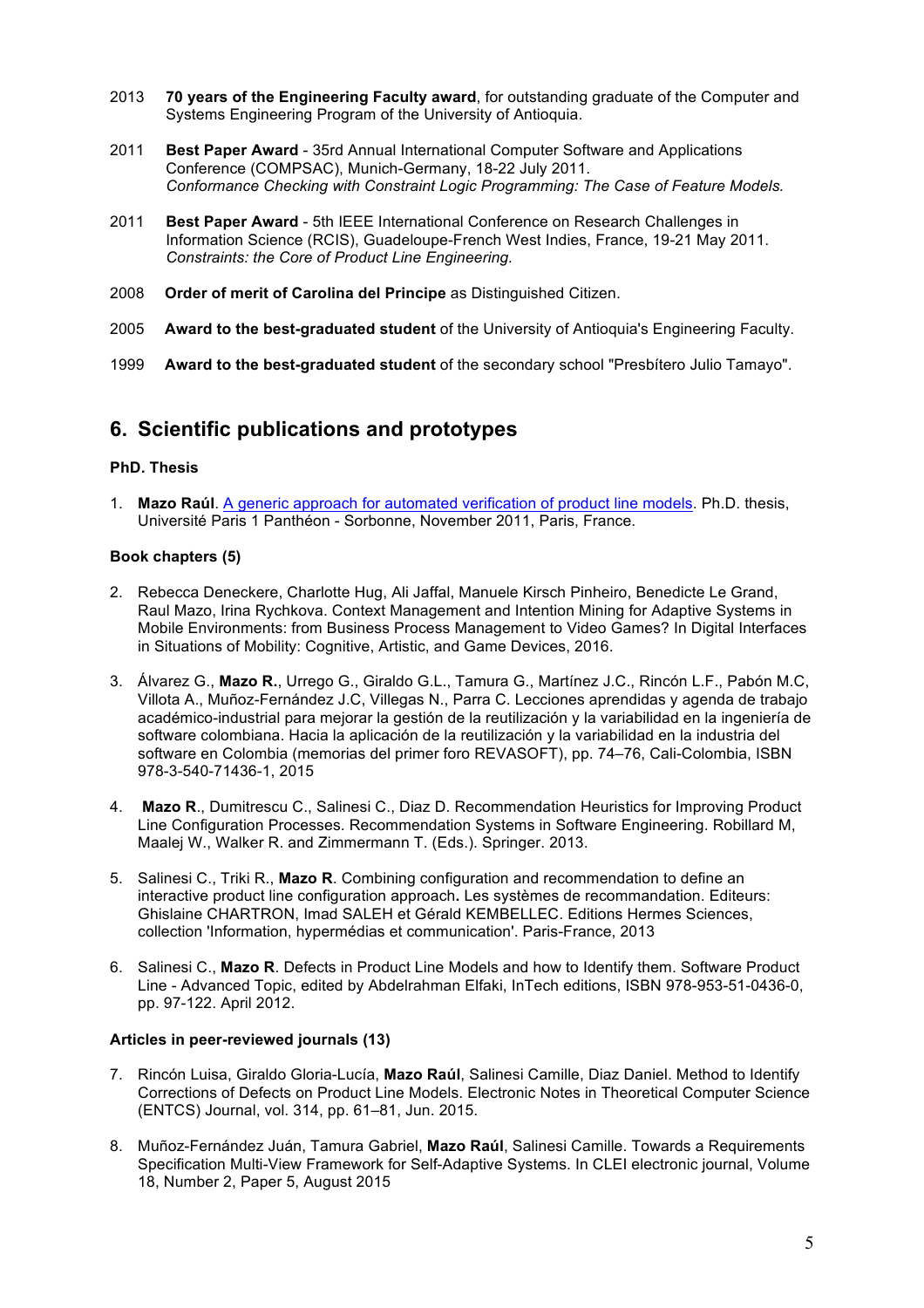2013 **70 years of the Engineering Faculty award**, for outstanding graduate of the Computer and Systems Engineering Program of the University of Antioquia.

2011 **Best Paper Award** - 35rd Annual International Computer Software and Applications Conference (COMPSAC), Munich-Germany, 18-22 July 2011. *Conformance Checking with Constraint Logic Programming: The Case of Feature Models.*

2011 **Best Paper Award** - 5th IEEE International Conference on Research Challenges in Information Science (RCIS), Guadeloupe-French West Indies, France, 19-21 May 2011. *Constraints: the Core of Product Line Engineering.*

2008 **Order of merit of Carolina del Principe** as Distinguished Citizen.

2005 **Award to the best-graduated student** of the University of Antioquia's Engineering Faculty.

1999 **Award to the best-graduated student** of the secondary school "Presbítero Julio Tamayo".

## 6. Scientific publications and prototypes

**PhD. Thesis**

1. **Mazo Raúl**. A generic approach for automated verification of product line models. Ph.D. thesis, Université Paris 1 Panthéon - Sorbonne, November 2011, Paris, France.

**Book chapters (5)**

2. Rebecca Deneckere, Charlotte Hug, Ali Jaffal, Manuele Kirsch Pinheiro, Benedicte Le Grand, Raul Mazo, Irina Rychkova. Context Management and Intention Mining for Adaptive Systems in Mobile Environments: from Business Process Management to Video Games? In Digital Interfaces in Situations of Mobility: Cognitive, Artistic, and Game Devices, 2016.

3. Álvarez G., **Mazo R.**, Urrego G., Giraldo G.L., Tamura G., Martínez J.C., Rincón L.F., Pabón M.C, Villota A., Muñoz-Fernández J.C, Villegas N., Parra C. Lecciones aprendidas y agenda de trabajo académico-industrial para mejorar la gestión de la reutilización y la variabilidad en la ingeniería de software colombiana. Hacia la aplicación de la reutilización y la variabilidad en la industria del software en Colombia (memorias del primer foro REVASOFT), pp. 74–76, Cali-Colombia, ISBN 978-3-540-71436-1, 2015

4. **Mazo R**., Dumitrescu C., Salinesi C., Diaz D. Recommendation Heuristics for Improving Product Line Configuration Processes. Recommendation Systems in Software Engineering. Robillard M, Maalej W., Walker R. and Zimmermann T. (Eds.). Springer. 2013.

5. Salinesi C., Triki R., **Mazo R**. Combining configuration and recommendation to define an interactive product line configuration approach**.** Les systèmes de recommandation. Editeurs: Ghislaine CHARTRON, Imad SALEH et Gérald KEMBELLEC. Editions Hermes Sciences, collection 'Information, hypermédias et communication'. Paris-France, 2013

6. Salinesi C., **Mazo R**. Defects in Product Line Models and how to Identify them. Software Product Line - Advanced Topic, edited by Abdelrahman Elfaki, InTech editions, ISBN 978-953-51-0436-0, pp. 97-122. April 2012.

**Articles in peer-reviewed journals (13)**

7. Rincón Luisa, Giraldo Gloria-Lucía, **Mazo Raúl**, Salinesi Camille, Diaz Daniel. Method to Identify Corrections of Defects on Product Line Models. Electronic Notes in Theoretical Computer Science (ENTCS) Journal, vol. 314, pp. 61–81, Jun. 2015.

8. Muñoz-Fernández Juán, Tamura Gabriel, **Mazo Raúl**, Salinesi Camille. Towards a Requirements Specification Multi-View Framework for Self-Adaptive Systems. In CLEI electronic journal, Volume 18, Number 2, Paper 5, August 2015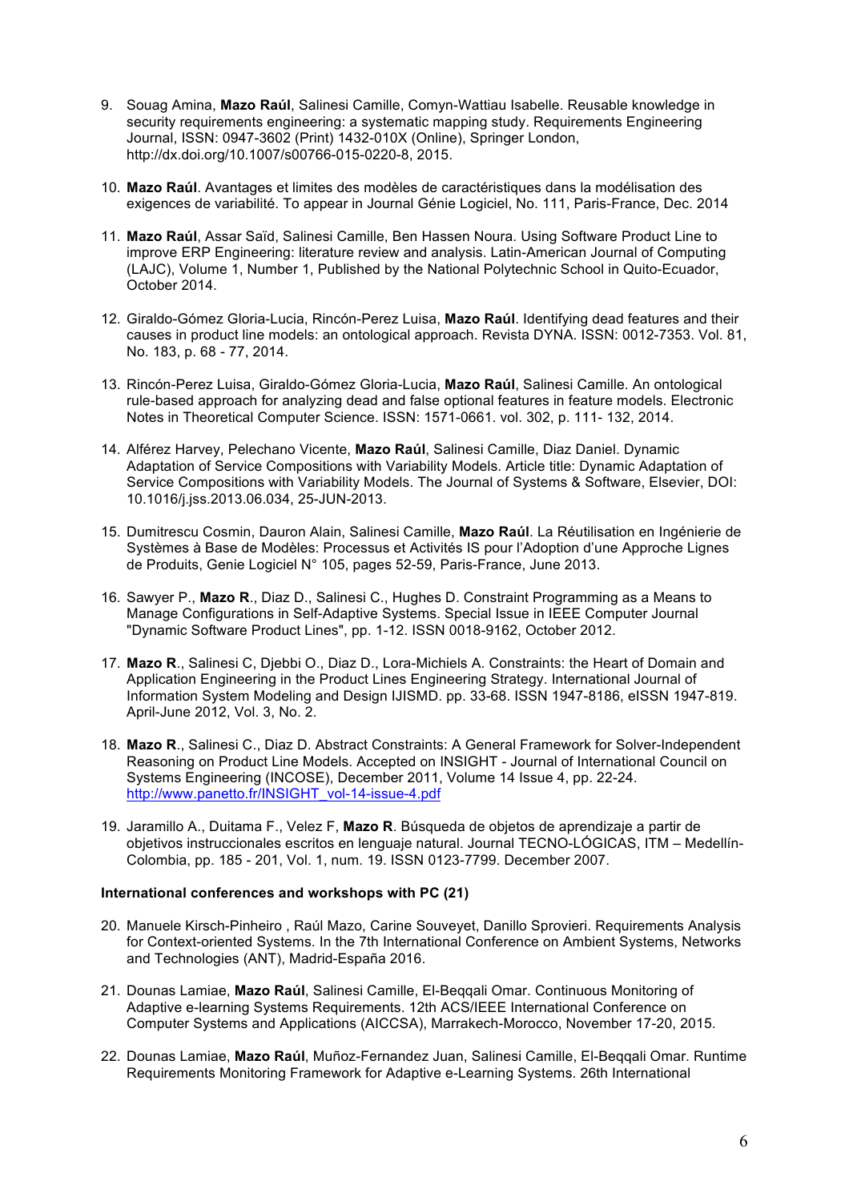9. Souag Amina, **Mazo Raúl**, Salinesi Camille, Comyn-Wattiau Isabelle. Reusable knowledge in security requirements engineering: a systematic mapping study. Requirements Engineering Journal, ISSN: 0947-3602 (Print) 1432-010X (Online), Springer London, http://dx.doi.org/10.1007/s00766-015-0220-8, 2015.

10. **Mazo Raúl**. Avantages et limites des modèles de caractéristiques dans la modélisation des exigences de variabilité. To appear in Journal Génie Logiciel, No. 111, Paris-France, Dec. 2014

11. **Mazo Raúl**, Assar Saïd, Salinesi Camille, Ben Hassen Noura. Using Software Product Line to improve ERP Engineering: literature review and analysis. Latin-American Journal of Computing (LAJC), Volume 1, Number 1, Published by the National Polytechnic School in Quito-Ecuador, October 2014.

12. Giraldo-Gómez Gloria-Lucia, Rincón-Perez Luisa, **Mazo Raúl**. Identifying dead features and their causes in product line models: an ontological approach. Revista DYNA. ISSN: 0012-7353. Vol. 81, No. 183, p. 68 - 77, 2014.

13. Rincón-Perez Luisa, Giraldo-Gómez Gloria-Lucia, **Mazo Raúl**, Salinesi Camille. An ontological rule-based approach for analyzing dead and false optional features in feature models. Electronic Notes in Theoretical Computer Science. ISSN: 1571-0661. vol. 302, p. 111- 132, 2014.

14. Alférez Harvey, Pelechano Vicente, **Mazo Raúl**, Salinesi Camille, Diaz Daniel. Dynamic Adaptation of Service Compositions with Variability Models. Article title: Dynamic Adaptation of Service Compositions with Variability Models. The Journal of Systems & Software, Elsevier, DOI: 10.1016/j.jss.2013.06.034, 25-JUN-2013.

15. Dumitrescu Cosmin, Dauron Alain, Salinesi Camille, **Mazo Raúl**. La Réutilisation en Ingénierie de Systèmes à Base de Modèles: Processus et Activités IS pour l'Adoption d'une Approche Lignes de Produits, Genie Logiciel N° 105, pages 52-59, Paris-France, June 2013.

16. Sawyer P., **Mazo R.**, Diaz D., Salinesi C., Hughes D. Constraint Programming as a Means to Manage Configurations in Self-Adaptive Systems. Special Issue in IEEE Computer Journal "Dynamic Software Product Lines", pp. 1-12. ISSN 0018-9162, October 2012.

17. **Mazo R.**, Salinesi C, Djebbi O., Diaz D., Lora-Michiels A. Constraints: the Heart of Domain and Application Engineering in the Product Lines Engineering Strategy. International Journal of Information System Modeling and Design IJISMD. pp. 33-68. ISSN 1947-8186, eISSN 1947-819. April-June 2012, Vol. 3, No. 2.

18. **Mazo R.**, Salinesi C., Diaz D. Abstract Constraints: A General Framework for Solver-Independent Reasoning on Product Line Models. Accepted on INSIGHT - Journal of International Council on Systems Engineering (INCOSE), December 2011, Volume 14 Issue 4, pp. 22-24. http://www.panetto.fr/INSIGHT_vol-14-issue-4.pdf

19. Jaramillo A., Duitama F., Velez F, **Mazo R**. Búsqueda de objetos de aprendizaje a partir de objetivos instruccionales escritos en lenguaje natural. Journal TECNO-LÓGICAS, ITM – Medellín-Colombia, pp. 185 - 201, Vol. 1, num. 19. ISSN 0123-7799. December 2007.

**International conferences and workshops with PC (21)**

20. Manuele Kirsch-Pinheiro , Raúl Mazo, Carine Souveyet, Danillo Sprovieri. Requirements Analysis for Context-oriented Systems. In the 7th International Conference on Ambient Systems, Networks and Technologies (ANT), Madrid-España 2016.

21. Dounas Lamiae, **Mazo Raúl**, Salinesi Camille, El-Beqqali Omar. Continuous Monitoring of Adaptive e-learning Systems Requirements. 12th ACS/IEEE International Conference on Computer Systems and Applications (AICCSA), Marrakech-Morocco, November 17-20, 2015.

22. Dounas Lamiae, **Mazo Raúl**, Muñoz-Fernandez Juan, Salinesi Camille, El-Beqqali Omar. Runtime Requirements Monitoring Framework for Adaptive e-Learning Systems. 26th International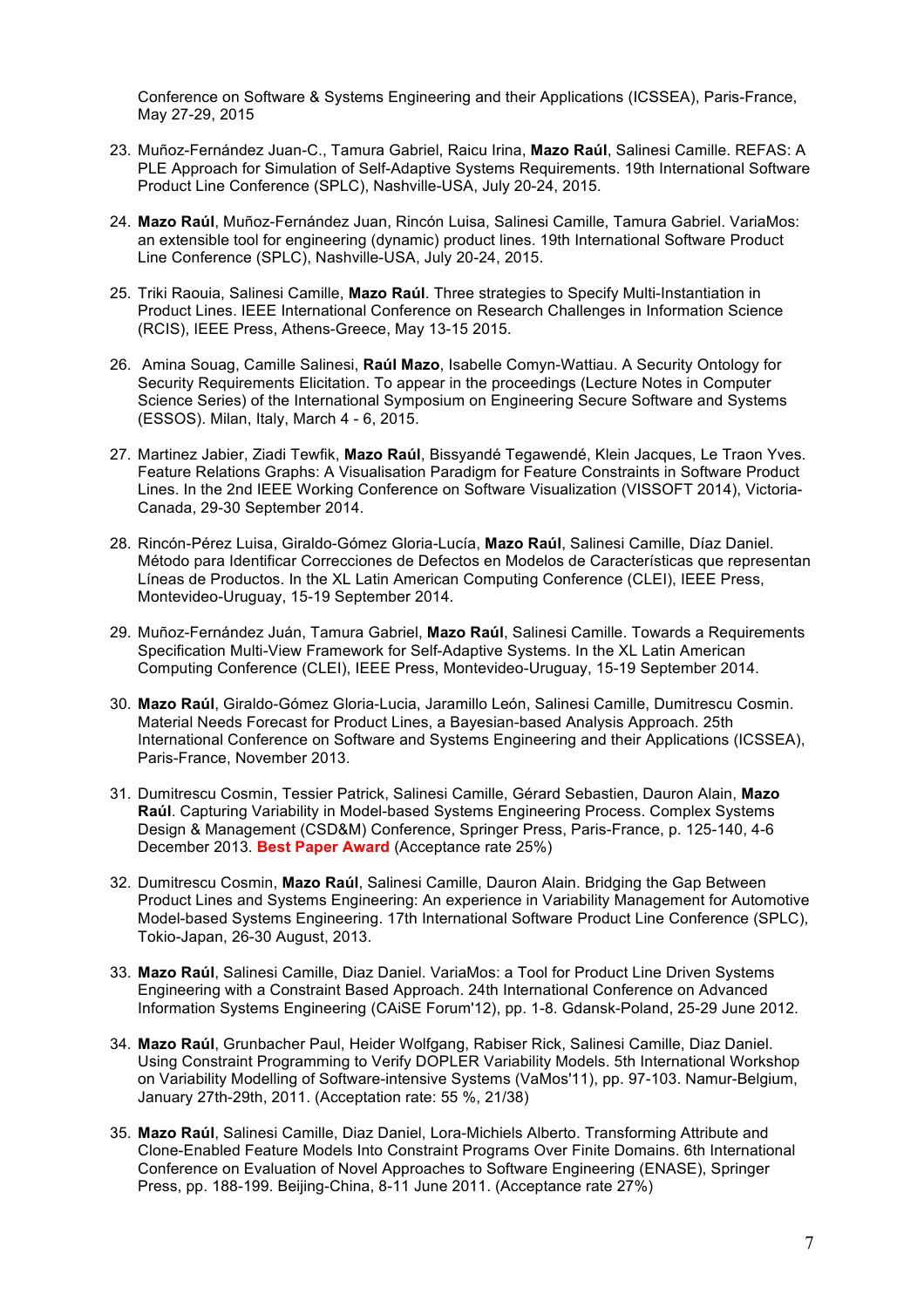Conference on Software & Systems Engineering and their Applications (ICSSEA), Paris-France, May 27-29, 2015

23. Muñoz-Fernández Juan-C., Tamura Gabriel, Raicu Irina, **Mazo Raúl**, Salinesi Camille. REFAS: A PLE Approach for Simulation of Self-Adaptive Systems Requirements. 19th International Software Product Line Conference (SPLC), Nashville-USA, July 20-24, 2015.

24. **Mazo Raúl**, Muñoz-Fernández Juan, Rincón Luisa, Salinesi Camille, Tamura Gabriel. VariaMos: an extensible tool for engineering (dynamic) product lines. 19th International Software Product Line Conference (SPLC), Nashville-USA, July 20-24, 2015.

25. Triki Raouia, Salinesi Camille, **Mazo Raúl**. Three strategies to Specify Multi-Instantiation in Product Lines. IEEE International Conference on Research Challenges in Information Science (RCIS), IEEE Press, Athens-Greece, May 13-15 2015.

26. Amina Souag, Camille Salinesi, **Raúl Mazo**, Isabelle Comyn-Wattiau. A Security Ontology for Security Requirements Elicitation. To appear in the proceedings (Lecture Notes in Computer Science Series) of the International Symposium on Engineering Secure Software and Systems (ESSOS). Milan, Italy, March 4 - 6, 2015.

27. Martinez Jabier, Ziadi Tewfik, **Mazo Raúl**, Bissyandé Tegawendé, Klein Jacques, Le Traon Yves. Feature Relations Graphs: A Visualisation Paradigm for Feature Constraints in Software Product Lines. In the 2nd IEEE Working Conference on Software Visualization (VISSOFT 2014), Victoria-Canada, 29-30 September 2014.

28. Rincón-Pérez Luisa, Giraldo-Gómez Gloria-Lucía, **Mazo Raúl**, Salinesi Camille, Díaz Daniel. Método para Identificar Correcciones de Defectos en Modelos de Características que representan Líneas de Productos. In the XL Latin American Computing Conference (CLEI), IEEE Press, Montevideo-Uruguay, 15-19 September 2014.

29. Muñoz-Fernández Juán, Tamura Gabriel, **Mazo Raúl**, Salinesi Camille. Towards a Requirements Specification Multi-View Framework for Self-Adaptive Systems. In the XL Latin American Computing Conference (CLEI), IEEE Press, Montevideo-Uruguay, 15-19 September 2014.

30. **Mazo Raúl**, Giraldo-Gómez Gloria-Lucia, Jaramillo León, Salinesi Camille, Dumitrescu Cosmin. Material Needs Forecast for Product Lines, a Bayesian-based Analysis Approach. 25th International Conference on Software and Systems Engineering and their Applications (ICSSEA), Paris-France, November 2013.

31. Dumitrescu Cosmin, Tessier Patrick, Salinesi Camille, Gérard Sebastien, Dauron Alain, **Mazo Raúl**. Capturing Variability in Model-based Systems Engineering Process. Complex Systems Design & Management (CSD&M) Conference, Springer Press, Paris-France, p. 125-140, 4-6 December 2013. **Best Paper Award** (Acceptance rate 25%)

32. Dumitrescu Cosmin, **Mazo Raúl**, Salinesi Camille, Dauron Alain. Bridging the Gap Between Product Lines and Systems Engineering: An experience in Variability Management for Automotive Model-based Systems Engineering. 17th International Software Product Line Conference (SPLC), Tokio-Japan, 26-30 August, 2013.

33. **Mazo Raúl**, Salinesi Camille, Diaz Daniel. VariaMos: a Tool for Product Line Driven Systems Engineering with a Constraint Based Approach. 24th International Conference on Advanced Information Systems Engineering (CAiSE Forum'12), pp. 1-8. Gdansk-Poland, 25-29 June 2012.

34. **Mazo Raúl**, Grunbacher Paul, Heider Wolfgang, Rabiser Rick, Salinesi Camille, Diaz Daniel. Using Constraint Programming to Verify DOPLER Variability Models. 5th International Workshop on Variability Modelling of Software-intensive Systems (VaMos'11), pp. 97-103. Namur-Belgium, January 27th-29th, 2011. (Acceptation rate: 55 %, 21/38)

35. **Mazo Raúl**, Salinesi Camille, Diaz Daniel, Lora-Michiels Alberto. Transforming Attribute and Clone-Enabled Feature Models Into Constraint Programs Over Finite Domains. 6th International Conference on Evaluation of Novel Approaches to Software Engineering (ENASE), Springer Press, pp. 188-199. Beijing-China, 8-11 June 2011. (Acceptance rate 27%)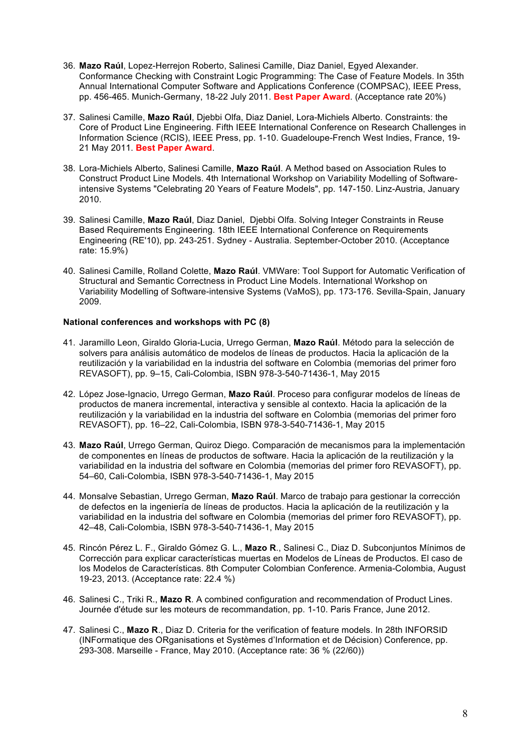36. **Mazo Raúl**, Lopez-Herrejon Roberto, Salinesi Camille, Diaz Daniel, Egyed Alexander. Conformance Checking with Constraint Logic Programming: The Case of Feature Models. In 35th Annual International Computer Software and Applications Conference (COMPSAC), IEEE Press, pp. 456-465. Munich-Germany, 18-22 July 2011. **Best Paper Award**. (Acceptance rate 20%)

37. Salinesi Camille, **Mazo Raúl**, Djebbi Olfa, Diaz Daniel, Lora-Michiels Alberto. Constraints: the Core of Product Line Engineering. Fifth IEEE International Conference on Research Challenges in Information Science (RCIS), IEEE Press, pp. 1-10. Guadeloupe-French West Indies, France, 19-21 May 2011. **Best Paper Award**.

38. Lora-Michiels Alberto, Salinesi Camille, **Mazo Raúl**. A Method based on Association Rules to Construct Product Line Models. 4th International Workshop on Variability Modelling of Software-intensive Systems "Celebrating 20 Years of Feature Models", pp. 147-150. Linz-Austria, January 2010.

39. Salinesi Camille, **Mazo Raúl**, Diaz Daniel, Djebbi Olfa. Solving Integer Constraints in Reuse Based Requirements Engineering. 18th IEEE International Conference on Requirements Engineering (RE'10), pp. 243-251. Sydney - Australia. September-October 2010. (Acceptance rate: 15.9%)

40. Salinesi Camille, Rolland Colette, **Mazo Raúl**. VMWare: Tool Support for Automatic Verification of Structural and Semantic Correctness in Product Line Models. International Workshop on Variability Modelling of Software-intensive Systems (VaMoS), pp. 173-176. Sevilla-Spain, January 2009.

**National conferences and workshops with PC (8)**

41. Jaramillo Leon, Giraldo Gloria-Lucia, Urrego German, **Mazo Raúl**. Método para la selección de solvers para análisis automático de modelos de líneas de productos. Hacia la aplicación de la reutilización y la variabilidad en la industria del software en Colombia (memorias del primer foro REVASOFT), pp. 9–15, Cali-Colombia, ISBN 978-3-540-71436-1, May 2015

42. López Jose-Ignacio, Urrego German, **Mazo Raúl**. Proceso para configurar modelos de líneas de productos de manera incremental, interactiva y sensible al contexto. Hacia la aplicación de la reutilización y la variabilidad en la industria del software en Colombia (memorias del primer foro REVASOFT), pp. 16–22, Cali-Colombia, ISBN 978-3-540-71436-1, May 2015

43. **Mazo Raúl**, Urrego German, Quiroz Diego. Comparación de mecanismos para la implementación de componentes en líneas de productos de software. Hacia la aplicación de la reutilización y la variabilidad en la industria del software en Colombia (memorias del primer foro REVASOFT), pp. 54–60, Cali-Colombia, ISBN 978-3-540-71436-1, May 2015

44. Monsalve Sebastian, Urrego German, **Mazo Raúl**. Marco de trabajo para gestionar la corrección de defectos en la ingeniería de líneas de productos. Hacia la aplicación de la reutilización y la variabilidad en la industria del software en Colombia (memorias del primer foro REVASOFT), pp. 42–48, Cali-Colombia, ISBN 978-3-540-71436-1, May 2015

45. Rincón Pérez L. F., Giraldo Gómez G. L., **Mazo R.**, Salinesi C., Diaz D. Subconjuntos Mínimos de Corrección para explicar características muertas en Modelos de Líneas de Productos. El caso de los Modelos de Características. 8th Computer Colombian Conference. Armenia-Colombia, August 19-23, 2013. (Acceptance rate: 22.4 %)

46. Salinesi C., Triki R., **Mazo R**. A combined configuration and recommendation of Product Lines. Journée d'étude sur les moteurs de recommandation, pp. 1-10. Paris France, June 2012.

47. Salinesi C., **Mazo R**., Diaz D. Criteria for the verification of feature models. In 28th INFORSID (INFormatique des ORganisations et Systèmes d'Information et de Décision) Conference, pp. 293-308. Marseille - France, May 2010. (Acceptance rate: 36 % (22/60))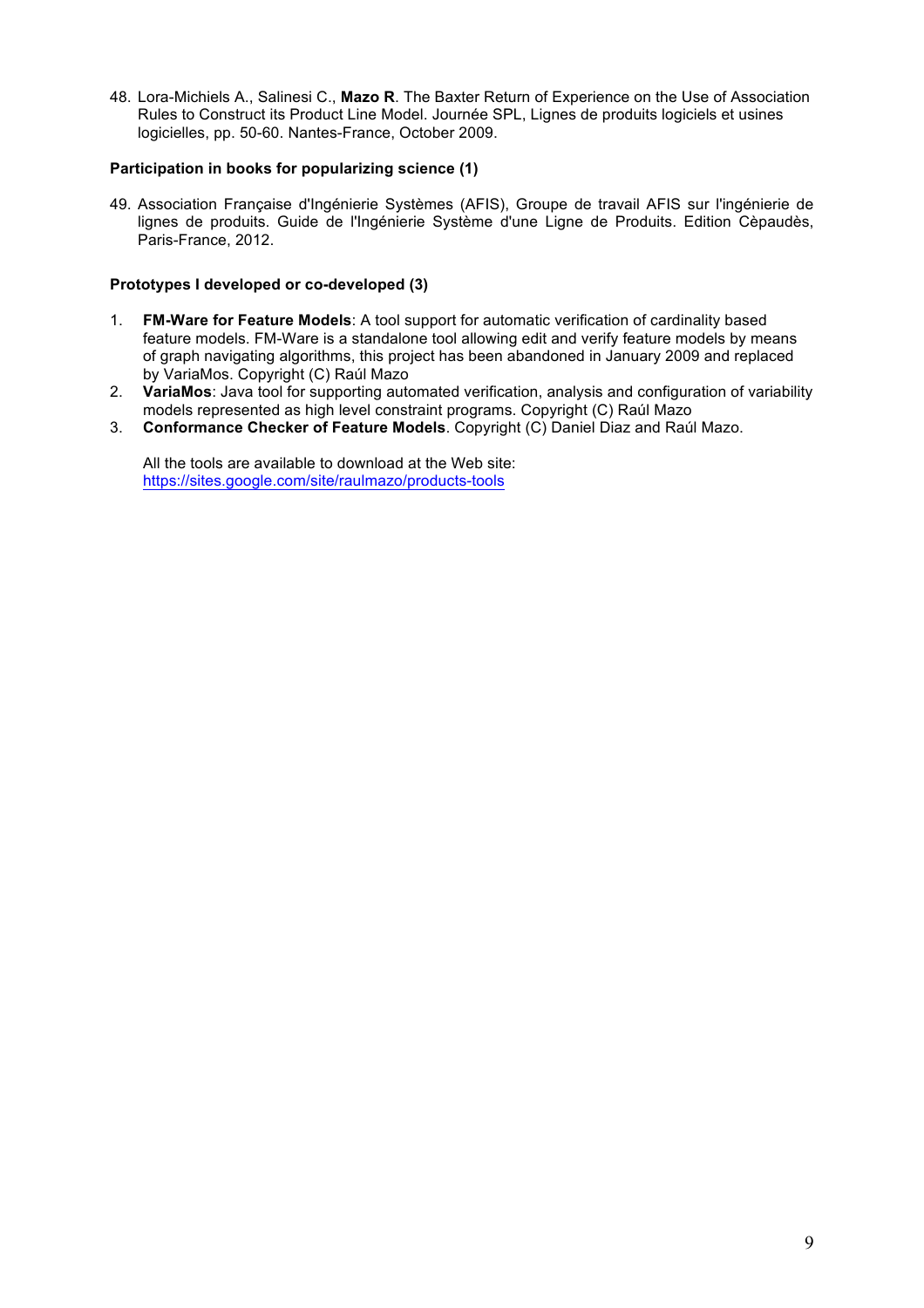48. Lora-Michiels A., Salinesi C., **Mazo R**. The Baxter Return of Experience on the Use of Association Rules to Construct its Product Line Model. Journée SPL, Lignes de produits logiciels et usines logicielles, pp. 50-60. Nantes-France, October 2009.

**Participation in books for popularizing science (1)**

49. Association Française d'Ingénierie Systèmes (AFIS), Groupe de travail AFIS sur l'ingénierie de lignes de produits. Guide de l'Ingénierie Système d'une Ligne de Produits. Edition Cèpaudès, Paris-France, 2012.

**Prototypes I developed or co-developed (3)**

1. **FM-Ware for Feature Models**: A tool support for automatic verification of cardinality based feature models. FM-Ware is a standalone tool allowing edit and verify feature models by means of graph navigating algorithms, this project has been abandoned in January 2009 and replaced by VariaMos. Copyright (C) Raúl Mazo
2. **VariaMos**: Java tool for supporting automated verification, analysis and configuration of variability models represented as high level constraint programs. Copyright (C) Raúl Mazo
3. **Conformance Checker of Feature Models**. Copyright (C) Daniel Diaz and Raúl Mazo.

   All the tools are available to download at the Web site: https://sites.google.com/site/raulmazo/products-tools